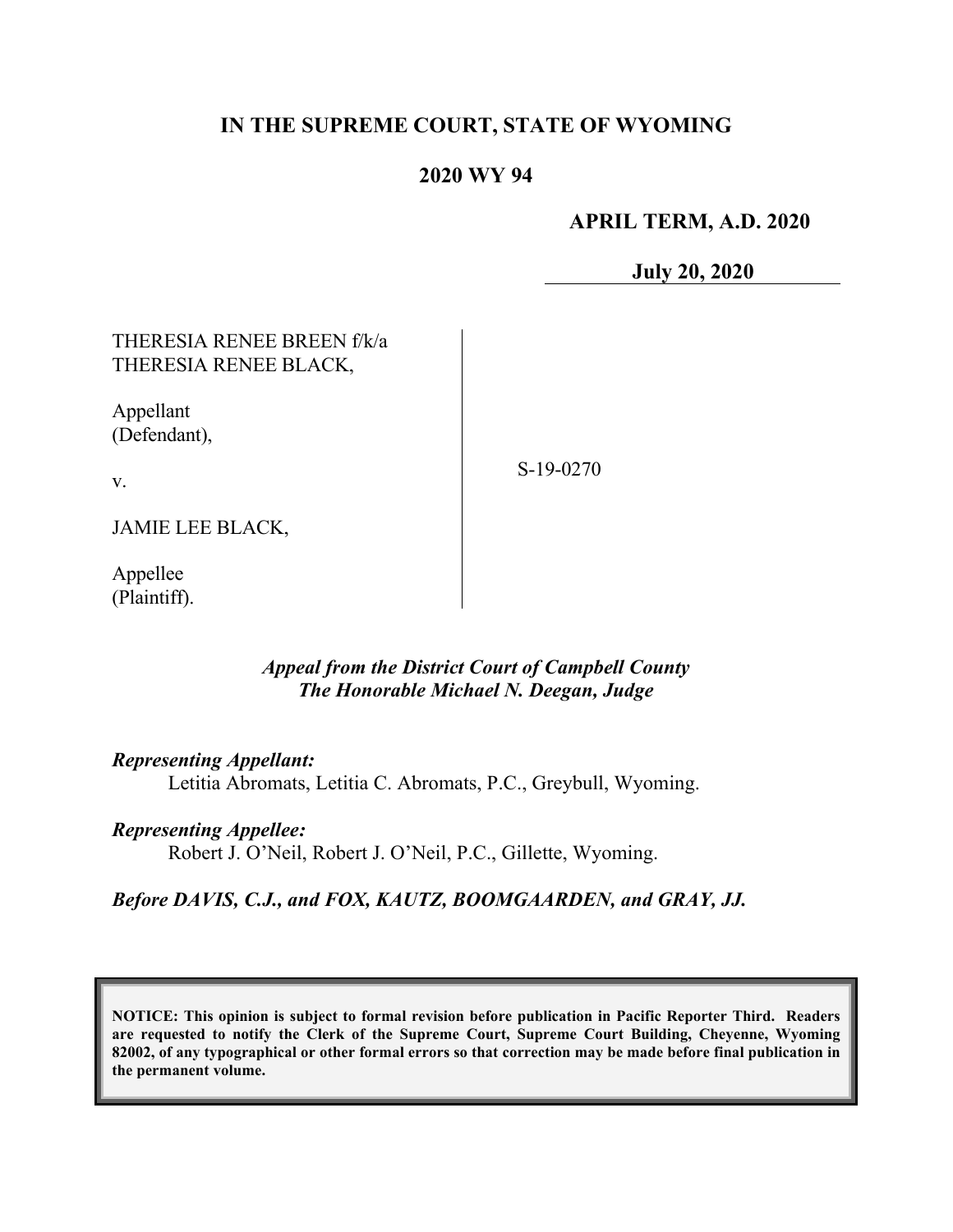# IN THE SUPREME COURT, STATE OF WYOMING

## 2020 WY 94

**APRIL TERM, A.D. 2020**

**July 20, 2020**

THERESIA RENEE BREEN f/k/a THERESIA RENEE BLACK,

Appellant (Defendant),

v.

JAMIE LEE BLACK,

Appellee (Plaintiff).

S-19-0270

***Appeal from the District Court of Campbell County***
***The Honorable Michael N. Deegan, Judge***

***Representing Appellant:***
Letitia Abromats, Letitia C. Abromats, P.C., Greybull, Wyoming.

***Representing Appellee:***
Robert J. O'Neil, Robert J. O'Neil, P.C., Gillette, Wyoming.

***Before DAVIS, C.J., and FOX, KAUTZ, BOOMGAARDEN, and GRAY, JJ.***

**NOTICE: This opinion is subject to formal revision before publication in Pacific Reporter Third. Readers are requested to notify the Clerk of the Supreme Court, Supreme Court Building, Cheyenne, Wyoming 82002, of any typographical or other formal errors so that correction may be made before final publication in the permanent volume.**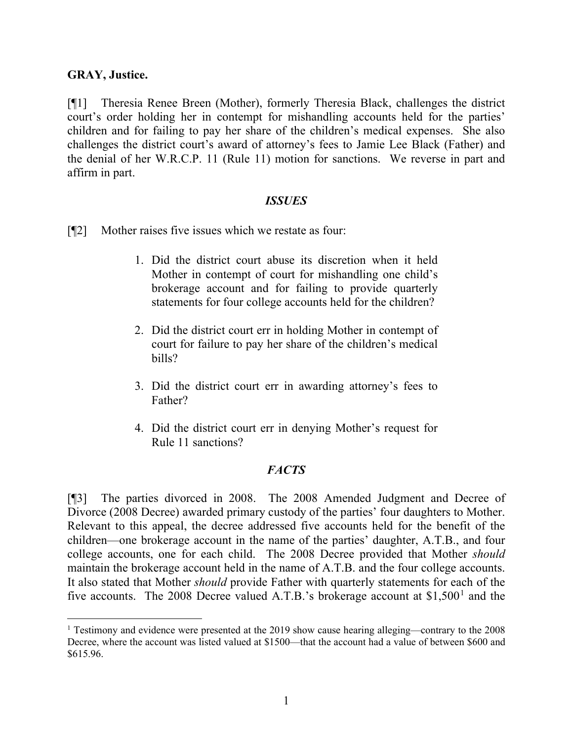**GRAY, Justice.**

[¶1] Theresia Renee Breen (Mother), formerly Theresia Black, challenges the district court's order holding her in contempt for mishandling accounts held for the parties' children and for failing to pay her share of the children's medical expenses. She also challenges the district court's award of attorney's fees to Jamie Lee Black (Father) and the denial of her W.R.C.P. 11 (Rule 11) motion for sanctions. We reverse in part and affirm in part.

## *ISSUES*

[¶2] Mother raises five issues which we restate as four:

1. Did the district court abuse its discretion when it held Mother in contempt of court for mishandling one child's brokerage account and for failing to provide quarterly statements for four college accounts held for the children?
2. Did the district court err in holding Mother in contempt of court for failure to pay her share of the children's medical bills?
3. Did the district court err in awarding attorney's fees to Father?
4. Did the district court err in denying Mother's request for Rule 11 sanctions?

## *FACTS*

[¶3] The parties divorced in 2008. The 2008 Amended Judgment and Decree of Divorce (2008 Decree) awarded primary custody of the parties' four daughters to Mother. Relevant to this appeal, the decree addressed five accounts held for the benefit of the children—one brokerage account in the name of the parties' daughter, A.T.B., and four college accounts, one for each child. The 2008 Decree provided that Mother *should* maintain the brokerage account held in the name of A.T.B. and the four college accounts. It also stated that Mother *should* provide Father with quarterly statements for each of the five accounts. The 2008 Decree valued A.T.B.'s brokerage account at $1,500[1] and the

[1] Testimony and evidence were presented at the 2019 show cause hearing alleging—contrary to the 2008 Decree, where the account was listed valued at $1500—that the account had a value of between $600 and $615.96.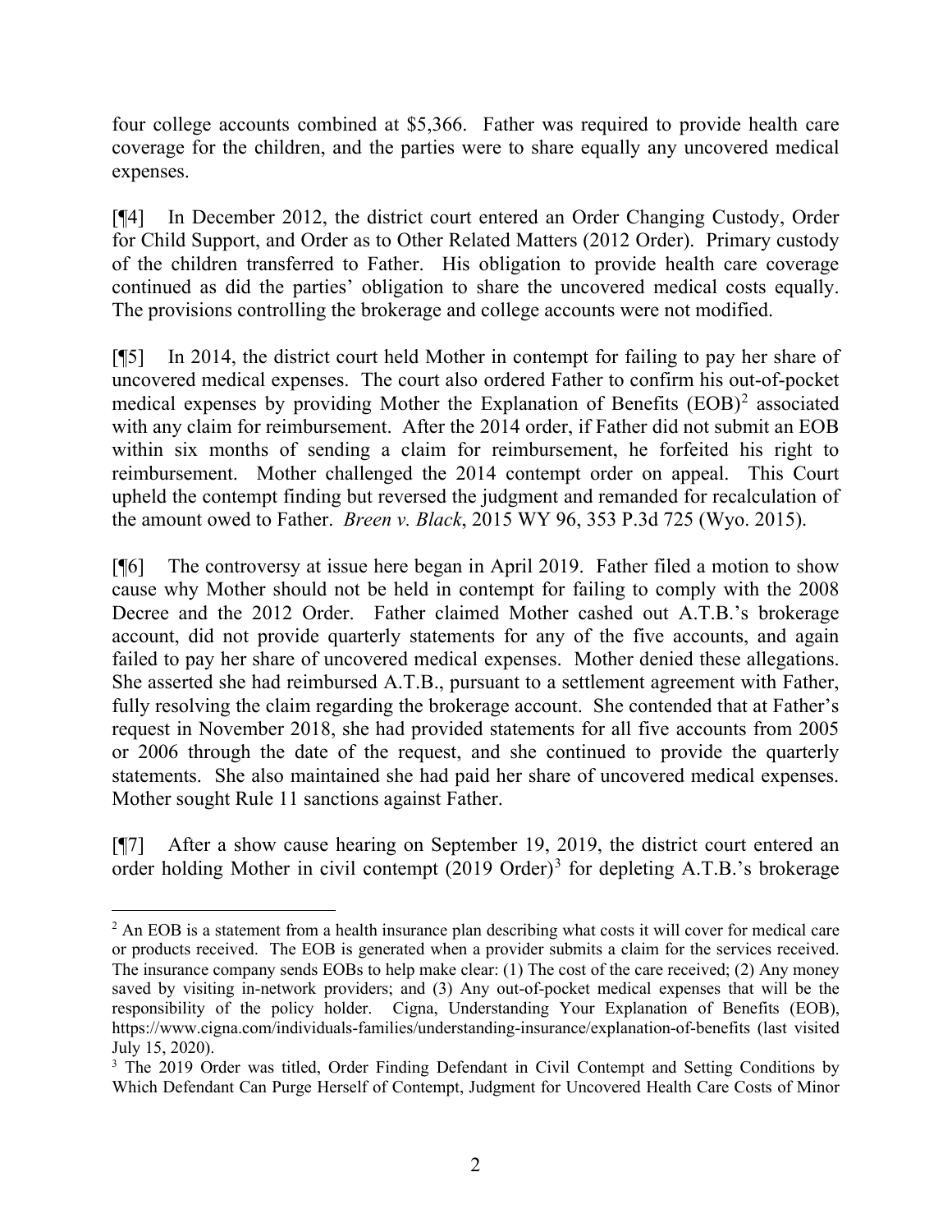four college accounts combined at $5,366. Father was required to provide health care coverage for the children, and the parties were to share equally any uncovered medical expenses.

[¶4] In December 2012, the district court entered an Order Changing Custody, Order for Child Support, and Order as to Other Related Matters (2012 Order). Primary custody of the children transferred to Father. His obligation to provide health care coverage continued as did the parties' obligation to share the uncovered medical costs equally. The provisions controlling the brokerage and college accounts were not modified.

[¶5] In 2014, the district court held Mother in contempt for failing to pay her share of uncovered medical expenses. The court also ordered Father to confirm his out-of-pocket medical expenses by providing Mother the Explanation of Benefits (EOB)[2] associated with any claim for reimbursement. After the 2014 order, if Father did not submit an EOB within six months of sending a claim for reimbursement, he forfeited his right to reimbursement. Mother challenged the 2014 contempt order on appeal. This Court upheld the contempt finding but reversed the judgment and remanded for recalculation of the amount owed to Father. *Breen v. Black*, 2015 WY 96, 353 P.3d 725 (Wyo. 2015).

[¶6] The controversy at issue here began in April 2019. Father filed a motion to show cause why Mother should not be held in contempt for failing to comply with the 2008 Decree and the 2012 Order. Father claimed Mother cashed out A.T.B.'s brokerage account, did not provide quarterly statements for any of the five accounts, and again failed to pay her share of uncovered medical expenses. Mother denied these allegations. She asserted she had reimbursed A.T.B., pursuant to a settlement agreement with Father, fully resolving the claim regarding the brokerage account. She contended that at Father's request in November 2018, she had provided statements for all five accounts from 2005 or 2006 through the date of the request, and she continued to provide the quarterly statements. She also maintained she had paid her share of uncovered medical expenses. Mother sought Rule 11 sanctions against Father.

[¶7] After a show cause hearing on September 19, 2019, the district court entered an order holding Mother in civil contempt (2019 Order)[3] for depleting A.T.B.'s brokerage

---

[2] An EOB is a statement from a health insurance plan describing what costs it will cover for medical care or products received. The EOB is generated when a provider submits a claim for the services received. The insurance company sends EOBs to help make clear: (1) The cost of the care received; (2) Any money saved by visiting in-network providers; and (3) Any out-of-pocket medical expenses that will be the responsibility of the policy holder. Cigna, Understanding Your Explanation of Benefits (EOB), https://www.cigna.com/individuals-families/understanding-insurance/explanation-of-benefits (last visited July 15, 2020).

[3] The 2019 Order was titled, Order Finding Defendant in Civil Contempt and Setting Conditions by Which Defendant Can Purge Herself of Contempt, Judgment for Uncovered Health Care Costs of Minor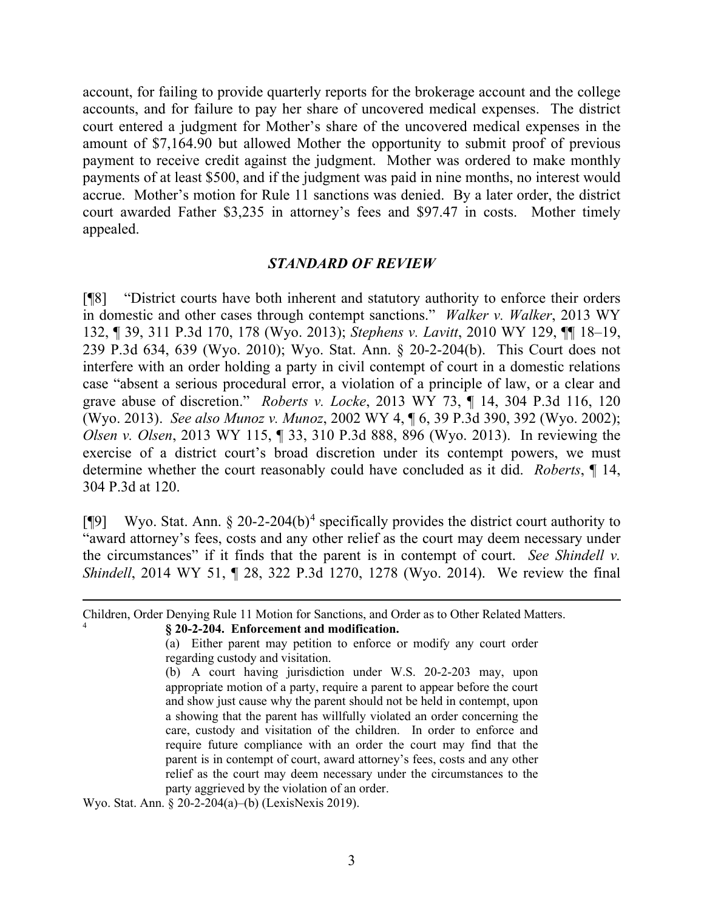account, for failing to provide quarterly reports for the brokerage account and the college accounts, and for failure to pay her share of uncovered medical expenses. The district court entered a judgment for Mother's share of the uncovered medical expenses in the amount of $7,164.90 but allowed Mother the opportunity to submit proof of previous payment to receive credit against the judgment. Mother was ordered to make monthly payments of at least $500, and if the judgment was paid in nine months, no interest would accrue. Mother's motion for Rule 11 sanctions was denied. By a later order, the district court awarded Father $3,235 in attorney's fees and $97.47 in costs. Mother timely appealed.

## *STANDARD OF REVIEW*

[¶8] "District courts have both inherent and statutory authority to enforce their orders in domestic and other cases through contempt sanctions." *Walker v. Walker*, 2013 WY 132, ¶ 39, 311 P.3d 170, 178 (Wyo. 2013); *Stephens v. Lavitt*, 2010 WY 129, ¶¶ 18–19, 239 P.3d 634, 639 (Wyo. 2010); Wyo. Stat. Ann. § 20-2-204(b). This Court does not interfere with an order holding a party in civil contempt of court in a domestic relations case "absent a serious procedural error, a violation of a principle of law, or a clear and grave abuse of discretion." *Roberts v. Locke*, 2013 WY 73, ¶ 14, 304 P.3d 116, 120 (Wyo. 2013). *See also Munoz v. Munoz*, 2002 WY 4, ¶ 6, 39 P.3d 390, 392 (Wyo. 2002); *Olsen v. Olsen*, 2013 WY 115, ¶ 33, 310 P.3d 888, 896 (Wyo. 2013). In reviewing the exercise of a district court's broad discretion under its contempt powers, we must determine whether the court reasonably could have concluded as it did. *Roberts*, ¶ 14, 304 P.3d at 120.

[¶9] Wyo. Stat. Ann. § 20-2-204(b)[4] specifically provides the district court authority to "award attorney's fees, costs and any other relief as the court may deem necessary under the circumstances" if it finds that the parent is in contempt of court. *See Shindell v. Shindell*, 2014 WY 51, ¶ 28, 322 P.3d 1270, 1278 (Wyo. 2014). We review the final

---

Children, Order Denying Rule 11 Motion for Sanctions, and Order as to Other Related Matters.

[4] **§ 20-2-204. Enforcement and modification.**

> (a) Either parent may petition to enforce or modify any court order regarding custody and visitation.
>
> (b) A court having jurisdiction under W.S. 20-2-203 may, upon appropriate motion of a party, require a parent to appear before the court and show just cause why the parent should not be held in contempt, upon a showing that the parent has willfully violated an order concerning the care, custody and visitation of the children. In order to enforce and require future compliance with an order the court may find that the parent is in contempt of court, award attorney's fees, costs and any other relief as the court may deem necessary under the circumstances to the party aggrieved by the violation of an order.

Wyo. Stat. Ann. § 20-2-204(a)–(b) (LexisNexis 2019).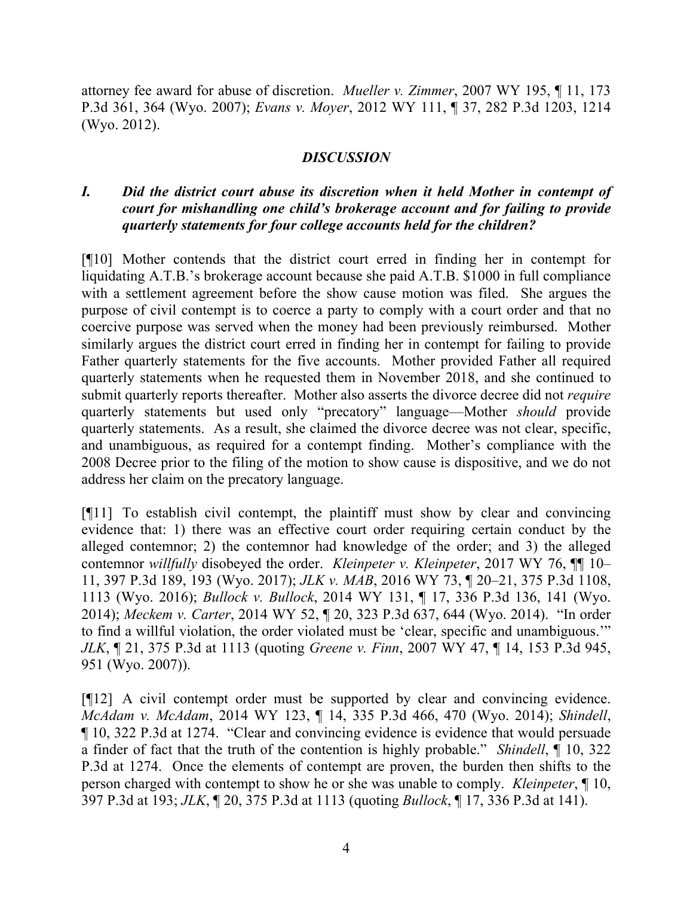attorney fee award for abuse of discretion. *Mueller v. Zimmer*, 2007 WY 195, ¶ 11, 173 P.3d 361, 364 (Wyo. 2007); *Evans v. Moyer*, 2012 WY 111, ¶ 37, 282 P.3d 1203, 1214 (Wyo. 2012).

## *DISCUSSION*

### *I. Did the district court abuse its discretion when it held Mother in contempt of court for mishandling one child's brokerage account and for failing to provide quarterly statements for four college accounts held for the children?*

[¶10] Mother contends that the district court erred in finding her in contempt for liquidating A.T.B.'s brokerage account because she paid A.T.B. $1000 in full compliance with a settlement agreement before the show cause motion was filed. She argues the purpose of civil contempt is to coerce a party to comply with a court order and that no coercive purpose was served when the money had been previously reimbursed. Mother similarly argues the district court erred in finding her in contempt for failing to provide Father quarterly statements for the five accounts. Mother provided Father all required quarterly statements when he requested them in November 2018, and she continued to submit quarterly reports thereafter. Mother also asserts the divorce decree did not *require* quarterly statements but used only "precatory" language—Mother *should* provide quarterly statements. As a result, she claimed the divorce decree was not clear, specific, and unambiguous, as required for a contempt finding. Mother's compliance with the 2008 Decree prior to the filing of the motion to show cause is dispositive, and we do not address her claim on the precatory language.

[¶11] To establish civil contempt, the plaintiff must show by clear and convincing evidence that: 1) there was an effective court order requiring certain conduct by the alleged contemnor; 2) the contemnor had knowledge of the order; and 3) the alleged contemnor *willfully* disobeyed the order. *Kleinpeter v. Kleinpeter*, 2017 WY 76, ¶¶ 10–11, 397 P.3d 189, 193 (Wyo. 2017); *JLK v. MAB*, 2016 WY 73, ¶ 20–21, 375 P.3d 1108, 1113 (Wyo. 2016); *Bullock v. Bullock*, 2014 WY 131, ¶ 17, 336 P.3d 136, 141 (Wyo. 2014); *Meckem v. Carter*, 2014 WY 52, ¶ 20, 323 P.3d 637, 644 (Wyo. 2014). "In order to find a willful violation, the order violated must be 'clear, specific and unambiguous.'" *JLK*, ¶ 21, 375 P.3d at 1113 (quoting *Greene v. Finn*, 2007 WY 47, ¶ 14, 153 P.3d 945, 951 (Wyo. 2007)).

[¶12] A civil contempt order must be supported by clear and convincing evidence. *McAdam v. McAdam*, 2014 WY 123, ¶ 14, 335 P.3d 466, 470 (Wyo. 2014); *Shindell*, ¶ 10, 322 P.3d at 1274. "Clear and convincing evidence is evidence that would persuade a finder of fact that the truth of the contention is highly probable." *Shindell*, ¶ 10, 322 P.3d at 1274. Once the elements of contempt are proven, the burden then shifts to the person charged with contempt to show he or she was unable to comply. *Kleinpeter*, ¶ 10, 397 P.3d at 193; *JLK*, ¶ 20, 375 P.3d at 1113 (quoting *Bullock*, ¶ 17, 336 P.3d at 141).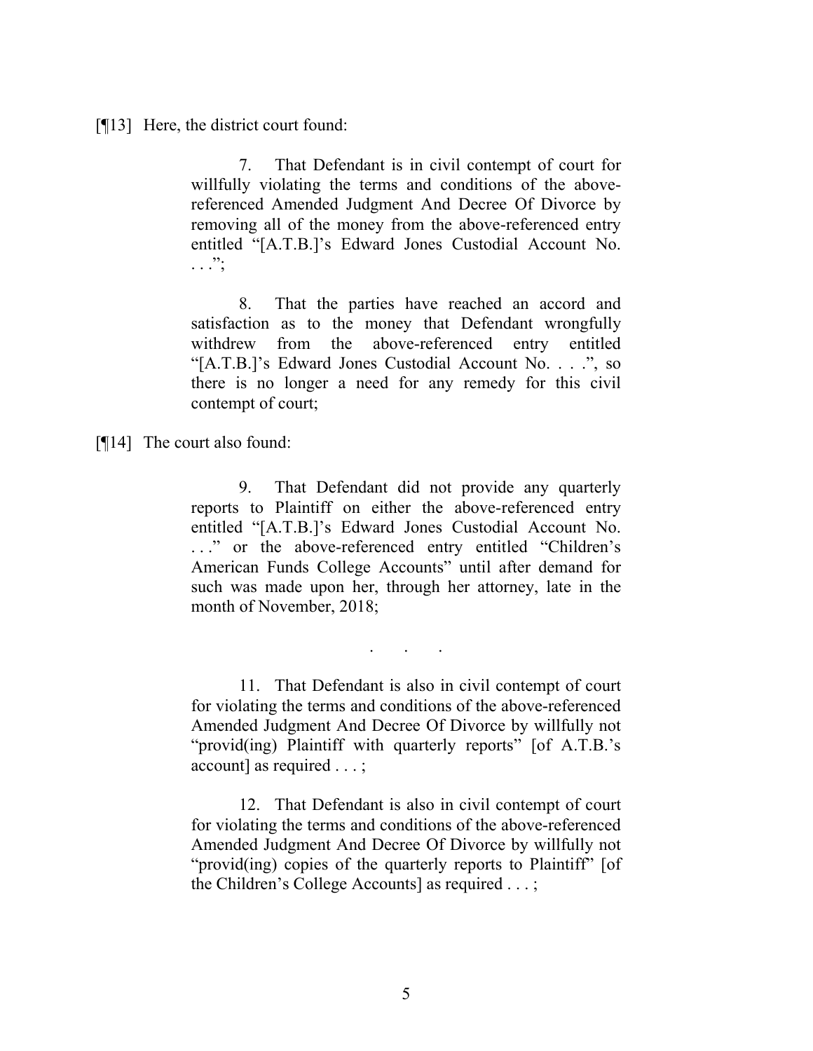[¶13] Here, the district court found:

> 7. That Defendant is in civil contempt of court for willfully violating the terms and conditions of the above-referenced Amended Judgment And Decree Of Divorce by removing all of the money from the above-referenced entry entitled "[A.T.B.]'s Edward Jones Custodial Account No. . . .";
>
> 8. That the parties have reached an accord and satisfaction as to the money that Defendant wrongfully withdrew from the above-referenced entry entitled "[A.T.B.]'s Edward Jones Custodial Account No. . . .", so there is no longer a need for any remedy for this civil contempt of court;

[¶14] The court also found:

> 9. That Defendant did not provide any quarterly reports to Plaintiff on either the above-referenced entry entitled "[A.T.B.]'s Edward Jones Custodial Account No. . . ." or the above-referenced entry entitled "Children's American Funds College Accounts" until after demand for such was made upon her, through her attorney, late in the month of November, 2018;
>
> . . .
>
> 11. That Defendant is also in civil contempt of court for violating the terms and conditions of the above-referenced Amended Judgment And Decree Of Divorce by willfully not "provid(ing) Plaintiff with quarterly reports" [of A.T.B.'s account] as required . . . ;
>
> 12. That Defendant is also in civil contempt of court for violating the terms and conditions of the above-referenced Amended Judgment And Decree Of Divorce by willfully not "provid(ing) copies of the quarterly reports to Plaintiff" [of the Children's College Accounts] as required . . . ;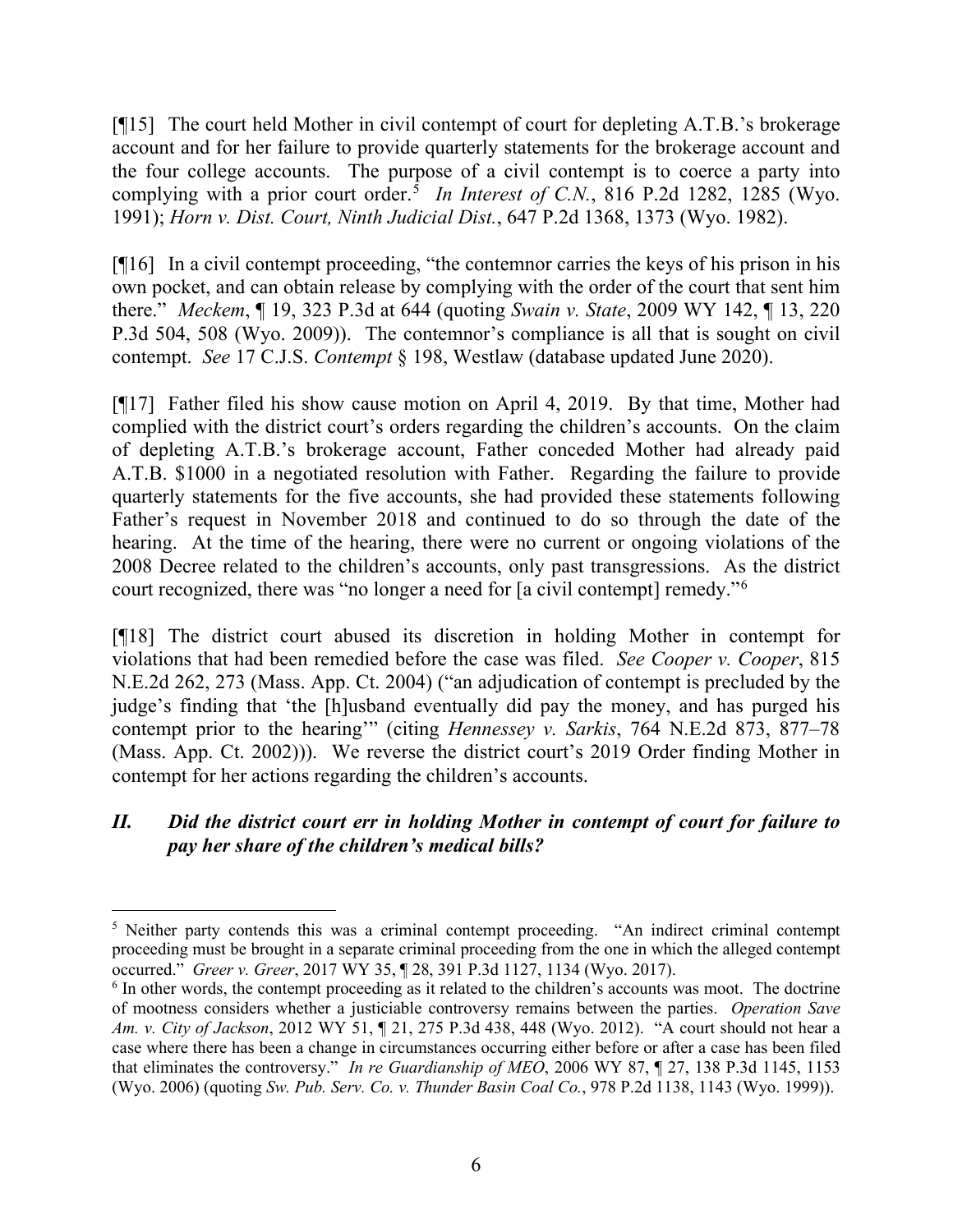[¶15] The court held Mother in civil contempt of court for depleting A.T.B.'s brokerage account and for her failure to provide quarterly statements for the brokerage account and the four college accounts. The purpose of a civil contempt is to coerce a party into complying with a prior court order.[5] *In Interest of C.N.*, 816 P.2d 1282, 1285 (Wyo. 1991); *Horn v. Dist. Court, Ninth Judicial Dist.*, 647 P.2d 1368, 1373 (Wyo. 1982).

[¶16] In a civil contempt proceeding, "the contemnor carries the keys of his prison in his own pocket, and can obtain release by complying with the order of the court that sent him there." *Meckem*, ¶ 19, 323 P.3d at 644 (quoting *Swain v. State*, 2009 WY 142, ¶ 13, 220 P.3d 504, 508 (Wyo. 2009)). The contemnor's compliance is all that is sought on civil contempt. *See* 17 C.J.S. *Contempt* § 198, Westlaw (database updated June 2020).

[¶17] Father filed his show cause motion on April 4, 2019. By that time, Mother had complied with the district court's orders regarding the children's accounts. On the claim of depleting A.T.B.'s brokerage account, Father conceded Mother had already paid A.T.B. $1000 in a negotiated resolution with Father. Regarding the failure to provide quarterly statements for the five accounts, she had provided these statements following Father's request in November 2018 and continued to do so through the date of the hearing. At the time of the hearing, there were no current or ongoing violations of the 2008 Decree related to the children's accounts, only past transgressions. As the district court recognized, there was "no longer a need for [a civil contempt] remedy."[6]

[¶18] The district court abused its discretion in holding Mother in contempt for violations that had been remedied before the case was filed. *See Cooper v. Cooper*, 815 N.E.2d 262, 273 (Mass. App. Ct. 2004) ("an adjudication of contempt is precluded by the judge's finding that 'the [h]usband eventually did pay the money, and has purged his contempt prior to the hearing'" (citing *Hennessey v. Sarkis*, 764 N.E.2d 873, 877–78 (Mass. App. Ct. 2002))). We reverse the district court's 2019 Order finding Mother in contempt for her actions regarding the children's accounts.

### *II. Did the district court err in holding Mother in contempt of court for failure to pay her share of the children's medical bills?*

---

[5] Neither party contends this was a criminal contempt proceeding. "An indirect criminal contempt proceeding must be brought in a separate criminal proceeding from the one in which the alleged contempt occurred." *Greer v. Greer*, 2017 WY 35, ¶ 28, 391 P.3d 1127, 1134 (Wyo. 2017).

[6] In other words, the contempt proceeding as it related to the children's accounts was moot. The doctrine of mootness considers whether a justiciable controversy remains between the parties. *Operation Save Am. v. City of Jackson*, 2012 WY 51, ¶ 21, 275 P.3d 438, 448 (Wyo. 2012). "A court should not hear a case where there has been a change in circumstances occurring either before or after a case has been filed that eliminates the controversy." *In re Guardianship of MEO*, 2006 WY 87, ¶ 27, 138 P.3d 1145, 1153 (Wyo. 2006) (quoting *Sw. Pub. Serv. Co. v. Thunder Basin Coal Co.*, 978 P.2d 1138, 1143 (Wyo. 1999)).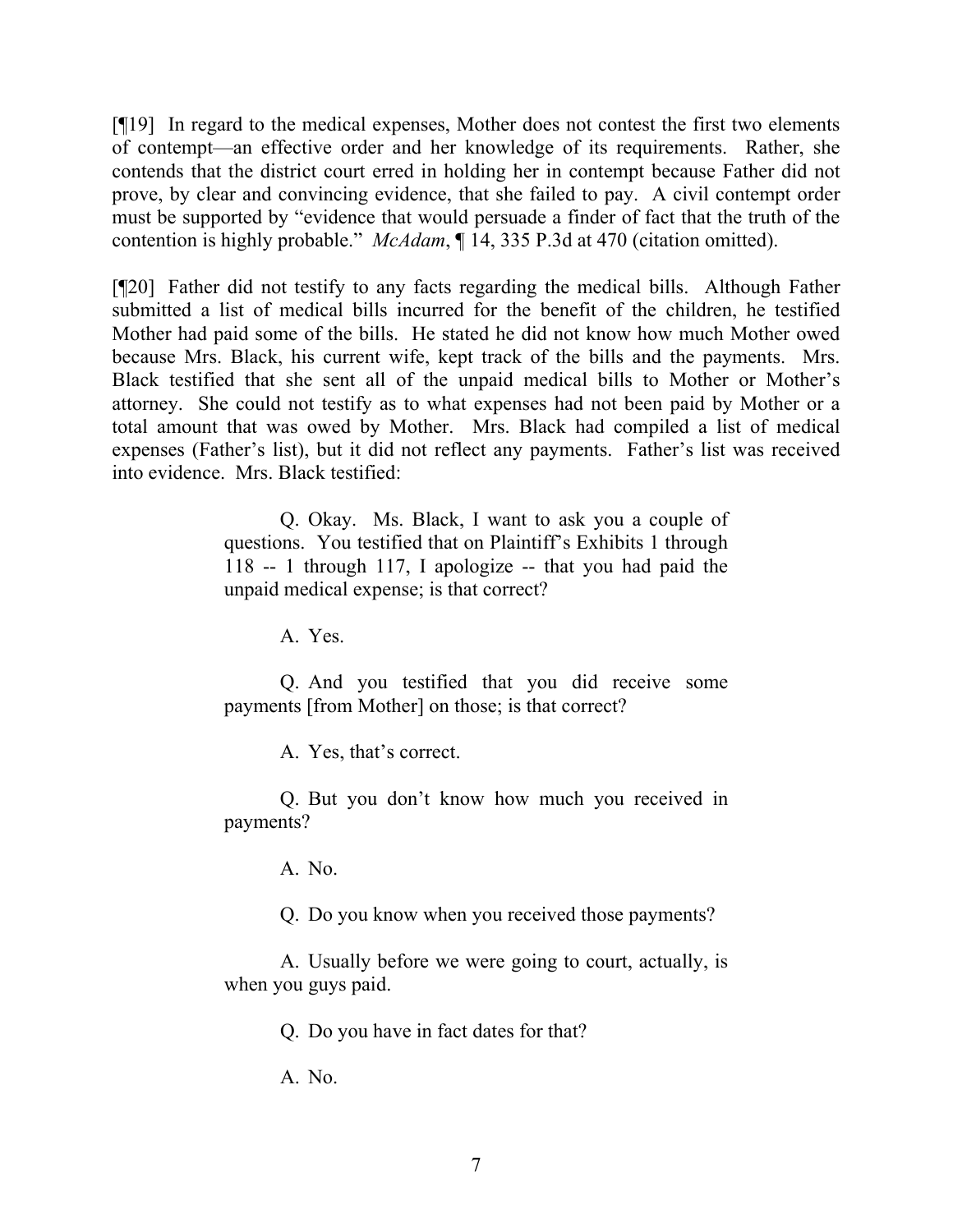[¶19] In regard to the medical expenses, Mother does not contest the first two elements of contempt—an effective order and her knowledge of its requirements. Rather, she contends that the district court erred in holding her in contempt because Father did not prove, by clear and convincing evidence, that she failed to pay. A civil contempt order must be supported by "evidence that would persuade a finder of fact that the truth of the contention is highly probable." *McAdam*, ¶ 14, 335 P.3d at 470 (citation omitted).

[¶20] Father did not testify to any facts regarding the medical bills. Although Father submitted a list of medical bills incurred for the benefit of the children, he testified Mother had paid some of the bills. He stated he did not know how much Mother owed because Mrs. Black, his current wife, kept track of the bills and the payments. Mrs. Black testified that she sent all of the unpaid medical bills to Mother or Mother's attorney. She could not testify as to what expenses had not been paid by Mother or a total amount that was owed by Mother. Mrs. Black had compiled a list of medical expenses (Father's list), but it did not reflect any payments. Father's list was received into evidence. Mrs. Black testified:

> Q. Okay. Ms. Black, I want to ask you a couple of questions. You testified that on Plaintiff's Exhibits 1 through 118 -- 1 through 117, I apologize -- that you had paid the unpaid medical expense; is that correct?
>
> A. Yes.
>
> Q. And you testified that you did receive some payments [from Mother] on those; is that correct?
>
> A. Yes, that's correct.
>
> Q. But you don't know how much you received in payments?
>
> A. No.
>
> Q. Do you know when you received those payments?
>
> A. Usually before we were going to court, actually, is when you guys paid.
>
> Q. Do you have in fact dates for that?
>
> A. No.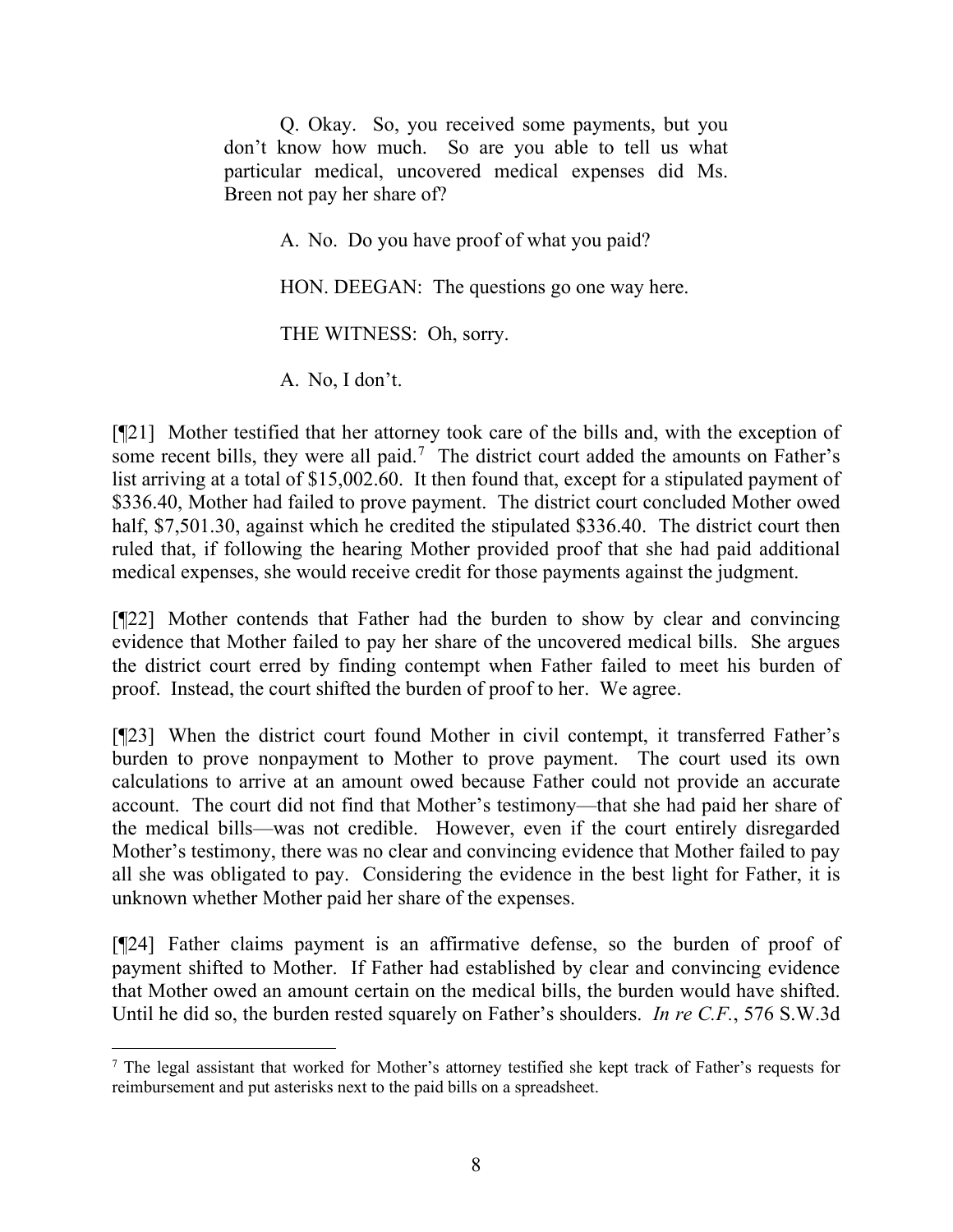> Q. Okay. So, you received some payments, but you don't know how much. So are you able to tell us what particular medical, uncovered medical expenses did Ms. Breen not pay her share of?
>
> A. No. Do you have proof of what you paid?
>
> HON. DEEGAN: The questions go one way here.
>
> THE WITNESS: Oh, sorry.
>
> A. No, I don't.

[¶21] Mother testified that her attorney took care of the bills and, with the exception of some recent bills, they were all paid.[7] The district court added the amounts on Father's list arriving at a total of $15,002.60. It then found that, except for a stipulated payment of $336.40, Mother had failed to prove payment. The district court concluded Mother owed half, $7,501.30, against which he credited the stipulated $336.40. The district court then ruled that, if following the hearing Mother provided proof that she had paid additional medical expenses, she would receive credit for those payments against the judgment.

[¶22] Mother contends that Father had the burden to show by clear and convincing evidence that Mother failed to pay her share of the uncovered medical bills. She argues the district court erred by finding contempt when Father failed to meet his burden of proof. Instead, the court shifted the burden of proof to her. We agree.

[¶23] When the district court found Mother in civil contempt, it transferred Father's burden to prove nonpayment to Mother to prove payment. The court used its own calculations to arrive at an amount owed because Father could not provide an accurate account. The court did not find that Mother's testimony—that she had paid her share of the medical bills—was not credible. However, even if the court entirely disregarded Mother's testimony, there was no clear and convincing evidence that Mother failed to pay all she was obligated to pay. Considering the evidence in the best light for Father, it is unknown whether Mother paid her share of the expenses.

[¶24] Father claims payment is an affirmative defense, so the burden of proof of payment shifted to Mother. If Father had established by clear and convincing evidence that Mother owed an amount certain on the medical bills, the burden would have shifted. Until he did so, the burden rested squarely on Father's shoulders. *In re C.F.*, 576 S.W.3d

---

[7] The legal assistant that worked for Mother's attorney testified she kept track of Father's requests for reimbursement and put asterisks next to the paid bills on a spreadsheet.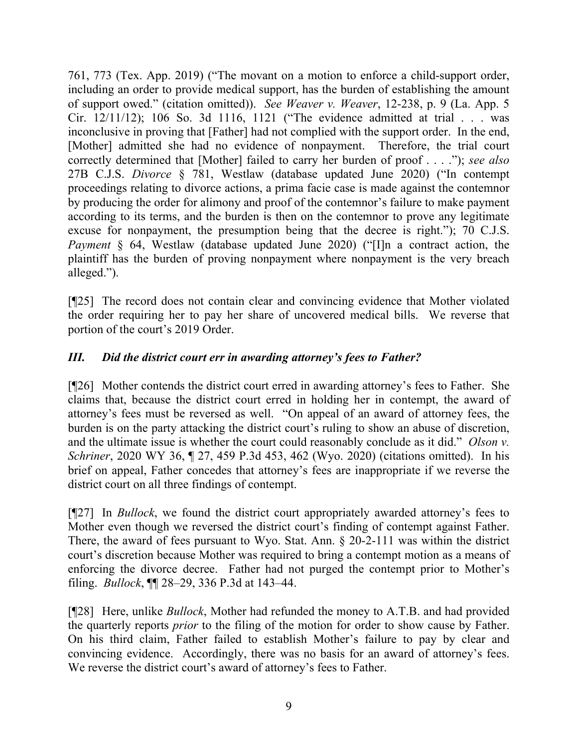761, 773 (Tex. App. 2019) ("The movant on a motion to enforce a child-support order, including an order to provide medical support, has the burden of establishing the amount of support owed." (citation omitted)). *See Weaver v. Weaver*, 12-238, p. 9 (La. App. 5 Cir. 12/11/12); 106 So. 3d 1116, 1121 ("The evidence admitted at trial . . . was inconclusive in proving that [Father] had not complied with the support order. In the end, [Mother] admitted she had no evidence of nonpayment. Therefore, the trial court correctly determined that [Mother] failed to carry her burden of proof . . . ."); *see also* 27B C.J.S. *Divorce* § 781, Westlaw (database updated June 2020) ("In contempt proceedings relating to divorce actions, a prima facie case is made against the contemnor by producing the order for alimony and proof of the contemnor's failure to make payment according to its terms, and the burden is then on the contemnor to prove any legitimate excuse for nonpayment, the presumption being that the decree is right."); 70 C.J.S. *Payment* § 64, Westlaw (database updated June 2020) ("[I]n a contract action, the plaintiff has the burden of proving nonpayment where nonpayment is the very breach alleged.").

[¶25] The record does not contain clear and convincing evidence that Mother violated the order requiring her to pay her share of uncovered medical bills. We reverse that portion of the court's 2019 Order.

### *III. Did the district court err in awarding attorney's fees to Father?*

[¶26] Mother contends the district court erred in awarding attorney's fees to Father. She claims that, because the district court erred in holding her in contempt, the award of attorney's fees must be reversed as well. "On appeal of an award of attorney fees, the burden is on the party attacking the district court's ruling to show an abuse of discretion, and the ultimate issue is whether the court could reasonably conclude as it did." *Olson v. Schriner*, 2020 WY 36, ¶ 27, 459 P.3d 453, 462 (Wyo. 2020) (citations omitted). In his brief on appeal, Father concedes that attorney's fees are inappropriate if we reverse the district court on all three findings of contempt.

[¶27] In *Bullock*, we found the district court appropriately awarded attorney's fees to Mother even though we reversed the district court's finding of contempt against Father. There, the award of fees pursuant to Wyo. Stat. Ann. § 20-2-111 was within the district court's discretion because Mother was required to bring a contempt motion as a means of enforcing the divorce decree. Father had not purged the contempt prior to Mother's filing. *Bullock*, ¶¶ 28–29, 336 P.3d at 143–44.

[¶28] Here, unlike *Bullock*, Mother had refunded the money to A.T.B. and had provided the quarterly reports *prior* to the filing of the motion for order to show cause by Father. On his third claim, Father failed to establish Mother's failure to pay by clear and convincing evidence. Accordingly, there was no basis for an award of attorney's fees. We reverse the district court's award of attorney's fees to Father.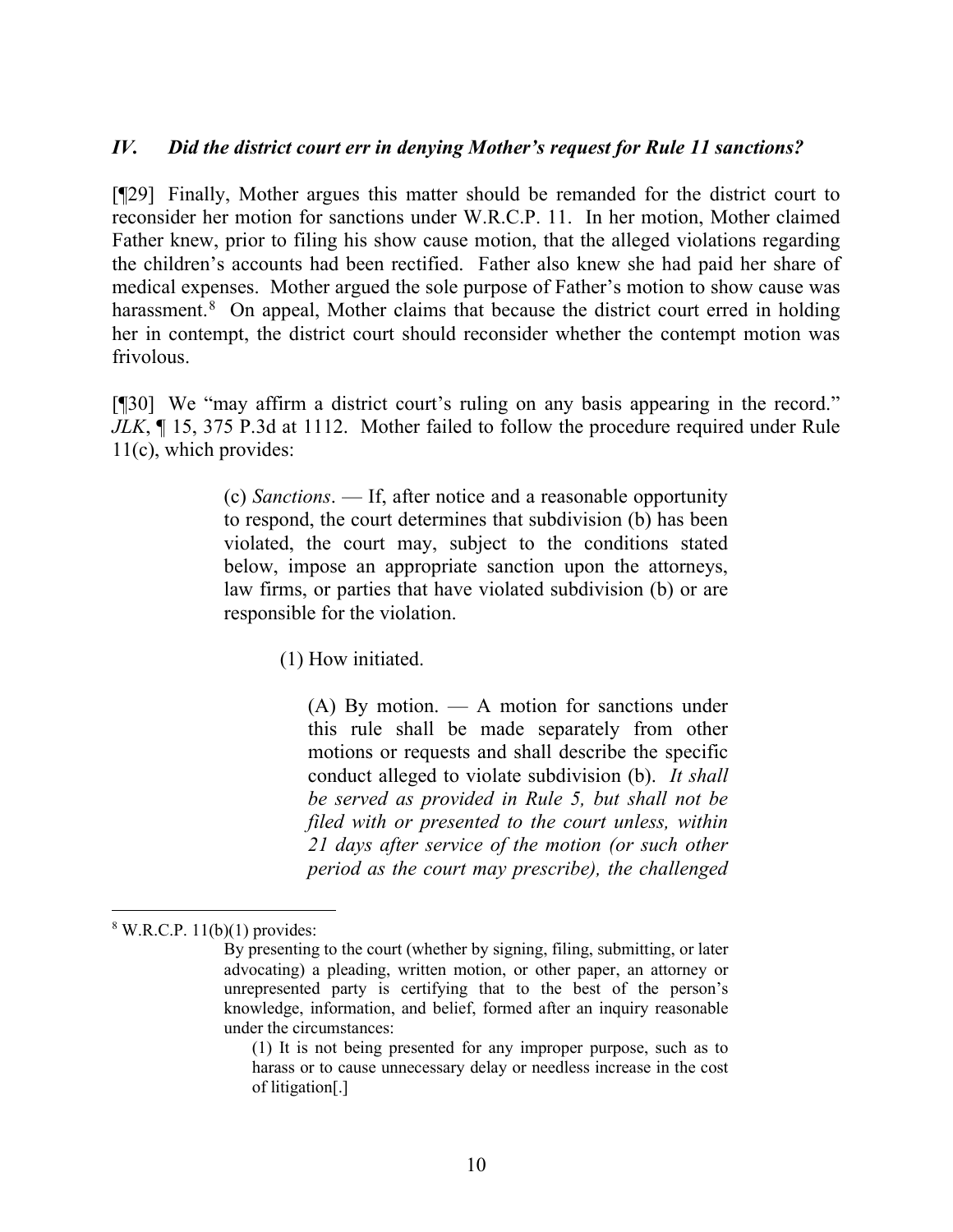### *IV. Did the district court err in denying Mother's request for Rule 11 sanctions?*

[¶29] Finally, Mother argues this matter should be remanded for the district court to reconsider her motion for sanctions under W.R.C.P. 11. In her motion, Mother claimed Father knew, prior to filing his show cause motion, that the alleged violations regarding the children's accounts had been rectified. Father also knew she had paid her share of medical expenses. Mother argued the sole purpose of Father's motion to show cause was harassment.[8] On appeal, Mother claims that because the district court erred in holding her in contempt, the district court should reconsider whether the contempt motion was frivolous.

[¶30] We "may affirm a district court's ruling on any basis appearing in the record." *JLK*, ¶ 15, 375 P.3d at 1112. Mother failed to follow the procedure required under Rule 11(c), which provides:

> (c) *Sanctions*. — If, after notice and a reasonable opportunity to respond, the court determines that subdivision (b) has been violated, the court may, subject to the conditions stated below, impose an appropriate sanction upon the attorneys, law firms, or parties that have violated subdivision (b) or are responsible for the violation.
>
> (1) How initiated.
>
> (A) By motion. — A motion for sanctions under this rule shall be made separately from other motions or requests and shall describe the specific conduct alleged to violate subdivision (b). *It shall be served as provided in Rule 5, but shall not be filed with or presented to the court unless, within 21 days after service of the motion (or such other period as the court may prescribe), the challenged*

---

[8] W.R.C.P. 11(b)(1) provides:

> By presenting to the court (whether by signing, filing, submitting, or later advocating) a pleading, written motion, or other paper, an attorney or unrepresented party is certifying that to the best of the person's knowledge, information, and belief, formed after an inquiry reasonable under the circumstances:
>
> (1) It is not being presented for any improper purpose, such as to harass or to cause unnecessary delay or needless increase in the cost of litigation[.]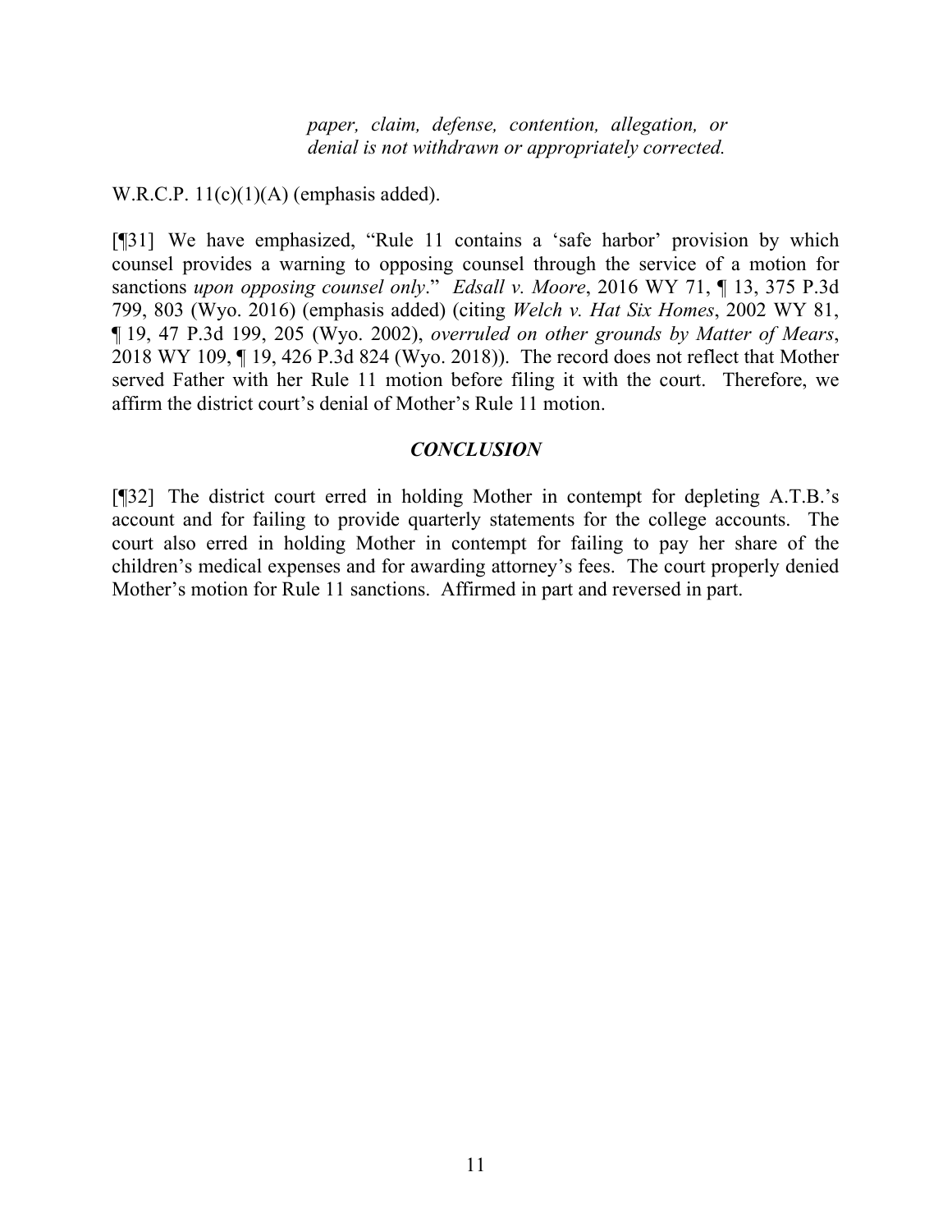> *paper, claim, defense, contention, allegation, or denial is not withdrawn or appropriately corrected.*

W.R.C.P. 11(c)(1)(A) (emphasis added).

[¶31] We have emphasized, "Rule 11 contains a 'safe harbor' provision by which counsel provides a warning to opposing counsel through the service of a motion for sanctions *upon opposing counsel only*." *Edsall v. Moore*, 2016 WY 71, ¶ 13, 375 P.3d 799, 803 (Wyo. 2016) (emphasis added) (citing *Welch v. Hat Six Homes*, 2002 WY 81, ¶ 19, 47 P.3d 199, 205 (Wyo. 2002), *overruled on other grounds by Matter of Mears*, 2018 WY 109, ¶ 19, 426 P.3d 824 (Wyo. 2018)). The record does not reflect that Mother served Father with her Rule 11 motion before filing it with the court. Therefore, we affirm the district court's denial of Mother's Rule 11 motion.

## *CONCLUSION*

[¶32] The district court erred in holding Mother in contempt for depleting A.T.B.'s account and for failing to provide quarterly statements for the college accounts. The court also erred in holding Mother in contempt for failing to pay her share of the children's medical expenses and for awarding attorney's fees. The court properly denied Mother's motion for Rule 11 sanctions. Affirmed in part and reversed in part.